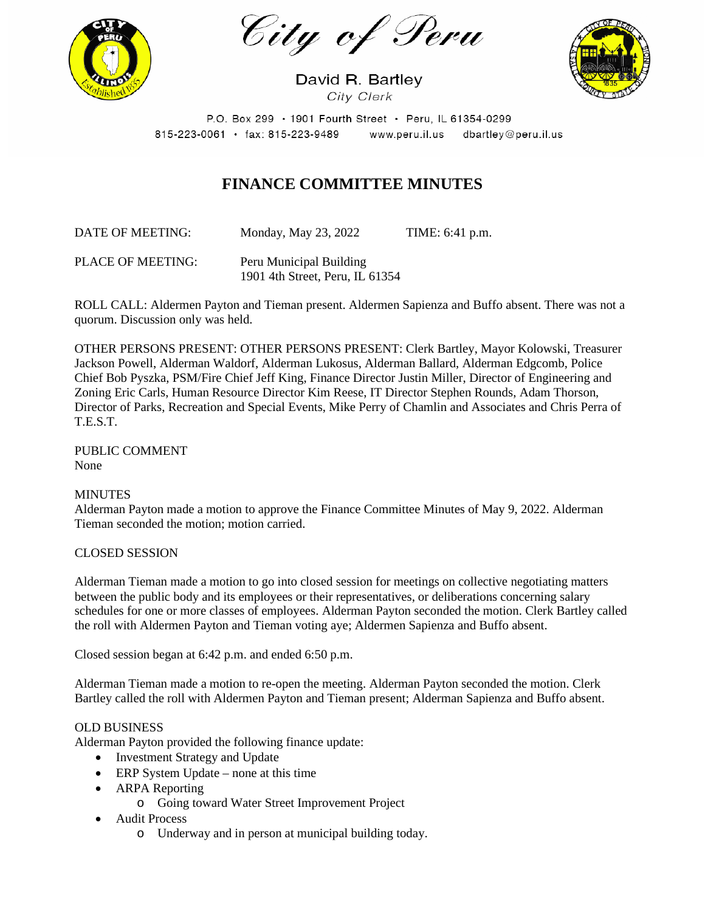City of Peru

David R. Bartley
City Clerk

P.O. Box 299 • 1901 Fourth Street • Peru, IL 61354-0299
815-223-0061 • fax: 815-223-9489 www.peru.il.us dbartley@peru.il.us

# FINANCE COMMITTEE MINUTES

DATE OF MEETING: Monday, May 23, 2022 TIME: 6:41 p.m.

PLACE OF MEETING: Peru Municipal Building
1901 4th Street, Peru, IL 61354

ROLL CALL: Aldermen Payton and Tieman present. Aldermen Sapienza and Buffo absent. There was not a quorum. Discussion only was held.

OTHER PERSONS PRESENT: OTHER PERSONS PRESENT: Clerk Bartley, Mayor Kolowski, Treasurer Jackson Powell, Alderman Waldorf, Alderman Lukosus, Alderman Ballard, Alderman Edgcomb, Police Chief Bob Pyszka, PSM/Fire Chief Jeff King, Finance Director Justin Miller, Director of Engineering and Zoning Eric Carls, Human Resource Director Kim Reese, IT Director Stephen Rounds, Adam Thorson, Director of Parks, Recreation and Special Events, Mike Perry of Chamlin and Associates and Chris Perra of T.E.S.T.

PUBLIC COMMENT
None

MINUTES
Alderman Payton made a motion to approve the Finance Committee Minutes of May 9, 2022. Alderman Tieman seconded the motion; motion carried.

CLOSED SESSION

Alderman Tieman made a motion to go into closed session for meetings on collective negotiating matters between the public body and its employees or their representatives, or deliberations concerning salary schedules for one or more classes of employees. Alderman Payton seconded the motion. Clerk Bartley called the roll with Aldermen Payton and Tieman voting aye; Aldermen Sapienza and Buffo absent.

Closed session began at 6:42 p.m. and ended 6:50 p.m.

Alderman Tieman made a motion to re-open the meeting. Alderman Payton seconded the motion. Clerk Bartley called the roll with Aldermen Payton and Tieman present; Alderman Sapienza and Buffo absent.

OLD BUSINESS
Alderman Payton provided the following finance update:

- Investment Strategy and Update
- ERP System Update – none at this time
- ARPA Reporting
  - Going toward Water Street Improvement Project
- Audit Process
  - Underway and in person at municipal building today.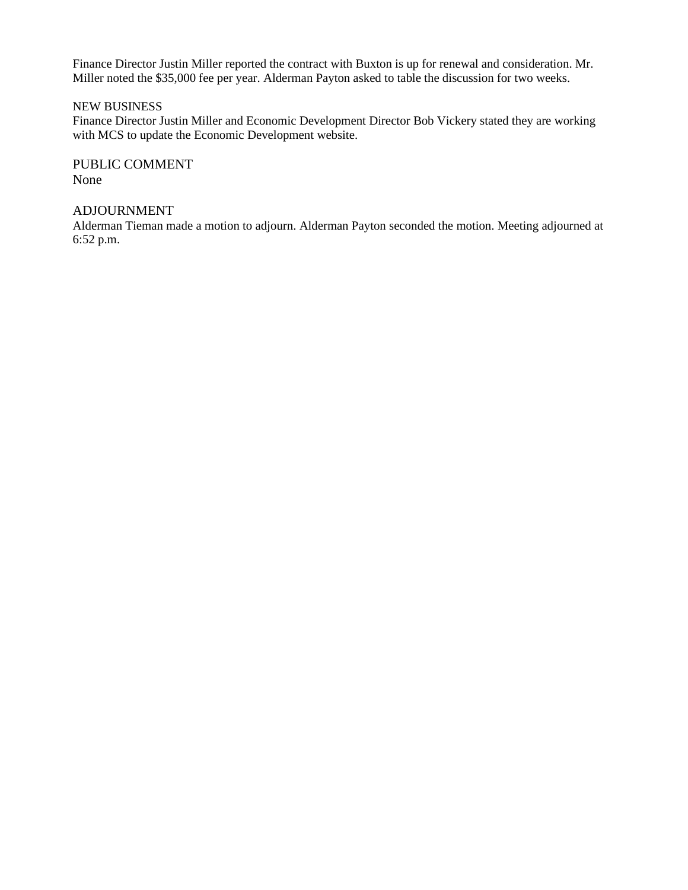Finance Director Justin Miller reported the contract with Buxton is up for renewal and consideration. Mr. Miller noted the $35,000 fee per year. Alderman Payton asked to table the discussion for two weeks.

NEW BUSINESS

Finance Director Justin Miller and Economic Development Director Bob Vickery stated they are working with MCS to update the Economic Development website.

## PUBLIC COMMENT

None

## ADJOURNMENT

Alderman Tieman made a motion to adjourn. Alderman Payton seconded the motion. Meeting adjourned at 6:52 p.m.